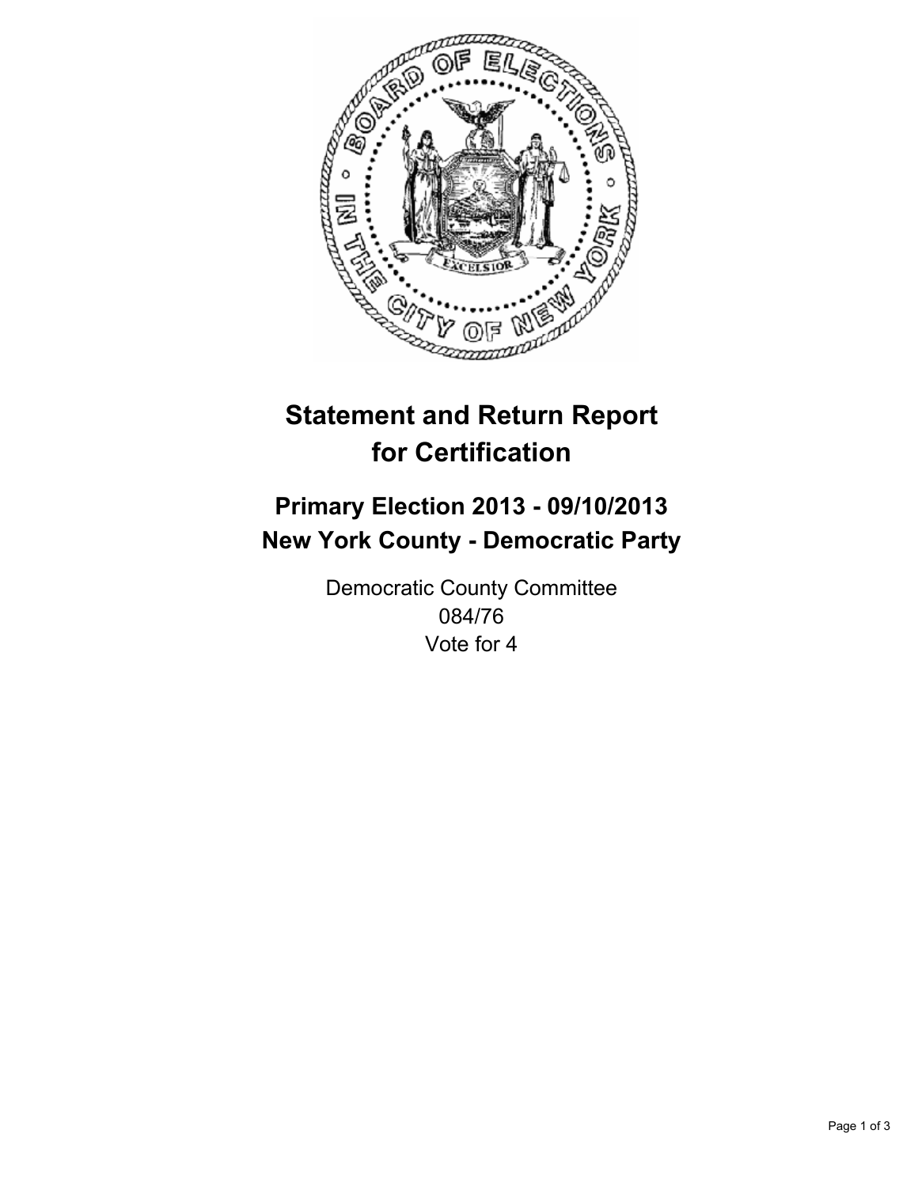# Statement and Return Report for Certification

## Primary Election 2013 - 09/10/2013
## New York County - Democratic Party

Democratic County Committee
084/76
Vote for 4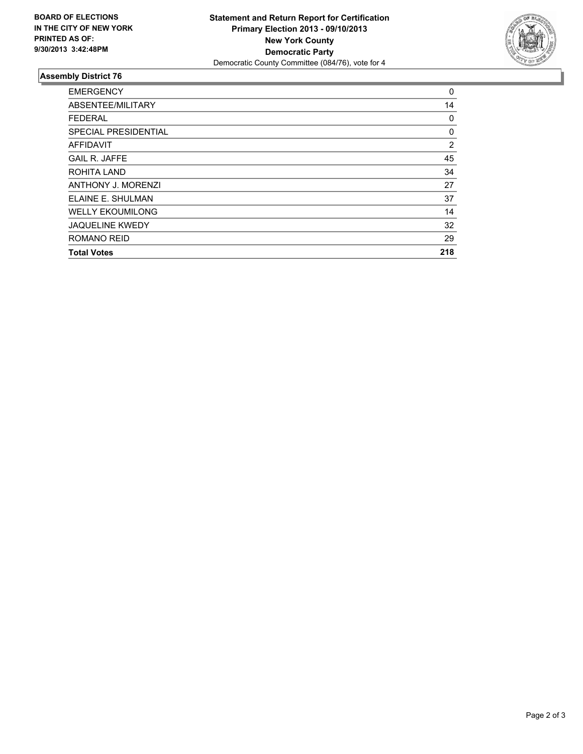**BOARD OF ELECTIONS IN THE CITY OF NEW YORK PRINTED AS OF: 9/30/2013 3:42:48PM**

**Statement and Return Report for Certification**
**Primary Election 2013 - 09/10/2013**
**New York County**
**Democratic Party**
Democratic County Committee (084/76), vote for 4

## Assembly District 76

| | |
|---|---|
| EMERGENCY | 0 |
| ABSENTEE/MILITARY | 14 |
| FEDERAL | 0 |
| SPECIAL PRESIDENTIAL | 0 |
| AFFIDAVIT | 2 |
| GAIL R. JAFFE | 45 |
| ROHITA LAND | 34 |
| ANTHONY J. MORENZI | 27 |
| ELAINE E. SHULMAN | 37 |
| WELLY EKOUMILONG | 14 |
| JAQUELINE KWEDY | 32 |
| ROMANO REID | 29 |
| **Total Votes** | **218** |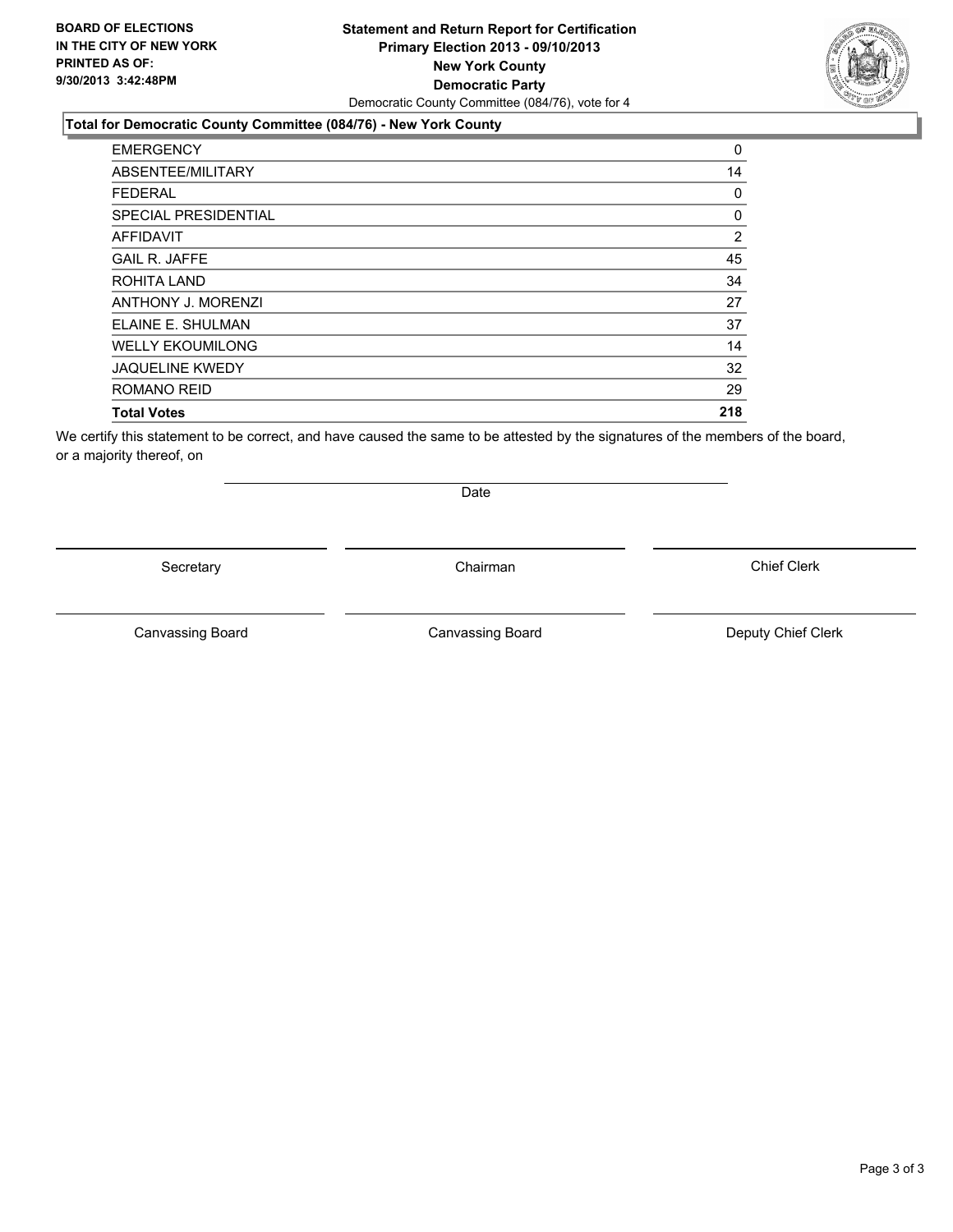**BOARD OF ELECTIONS IN THE CITY OF NEW YORK PRINTED AS OF: 9/30/2013 3:42:48PM**

**Statement and Return Report for Certification**
**Primary Election 2013 - 09/10/2013**
**New York County**
**Democratic Party**
Democratic County Committee (084/76), vote for 4

### Total for Democratic County Committee (084/76) - New York County

| | |
|---|---|
| EMERGENCY | 0 |
| ABSENTEE/MILITARY | 14 |
| FEDERAL | 0 |
| SPECIAL PRESIDENTIAL | 0 |
| AFFIDAVIT | 2 |
| GAIL R. JAFFE | 45 |
| ROHITA LAND | 34 |
| ANTHONY J. MORENZI | 27 |
| ELAINE E. SHULMAN | 37 |
| WELLY EKOUMILONG | 14 |
| JAQUELINE KWEDY | 32 |
| ROMANO REID | 29 |
| **Total Votes** | **218** |

We certify this statement to be correct, and have caused the same to be attested by the signatures of the members of the board, or a majority thereof, on

Date

Secretary

Chairman

Chief Clerk

Canvassing Board

Canvassing Board

Deputy Chief Clerk